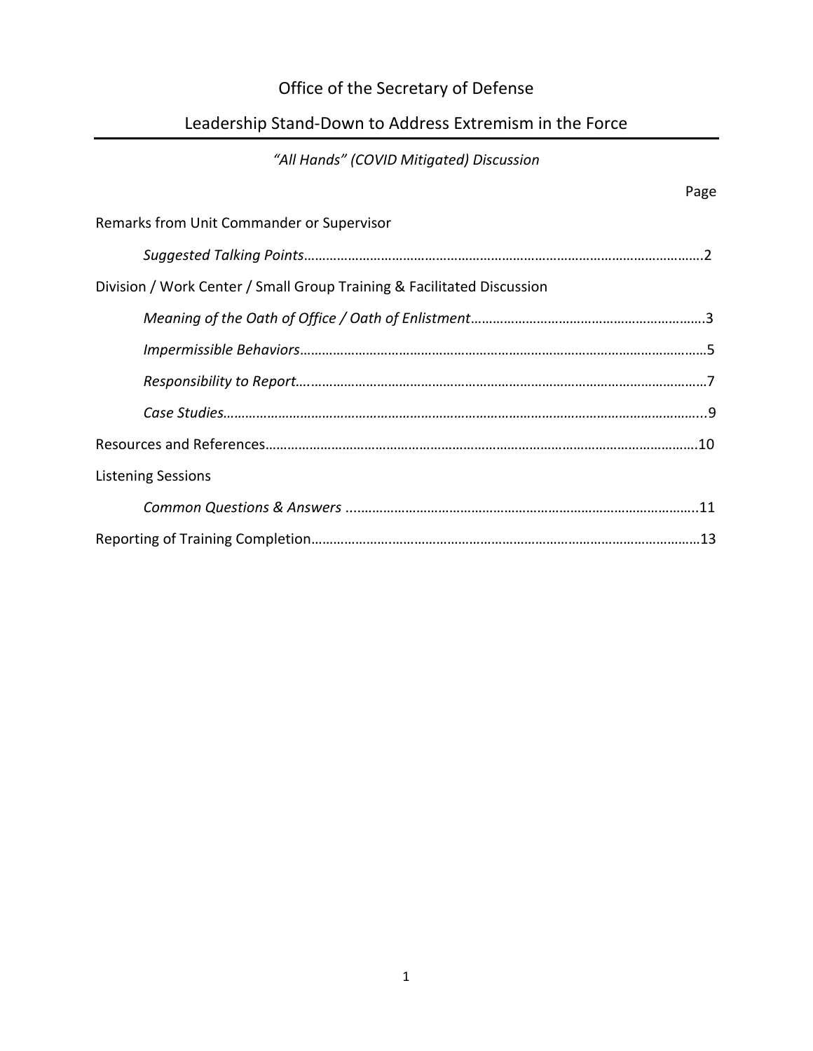# Office of the Secretary of Defense

## Leadership Stand-Down to Address Extremism in the Force

*"All Hands" (COVID Mitigated) Discussion*

| | Page |
|---|---|
| Remarks from Unit Commander or Supervisor | |
| *Suggested Talking Points* | 2 |
| Division / Work Center / Small Group Training & Facilitated Discussion | |
| *Meaning of the Oath of Office / Oath of Enlistment* | 3 |
| *Impermissible Behaviors* | 5 |
| *Responsibility to Report* | 7 |
| *Case Studies* | 9 |
| Resources and References | 10 |
| Listening Sessions | |
| *Common Questions & Answers* | 11 |
| Reporting of Training Completion | 13 |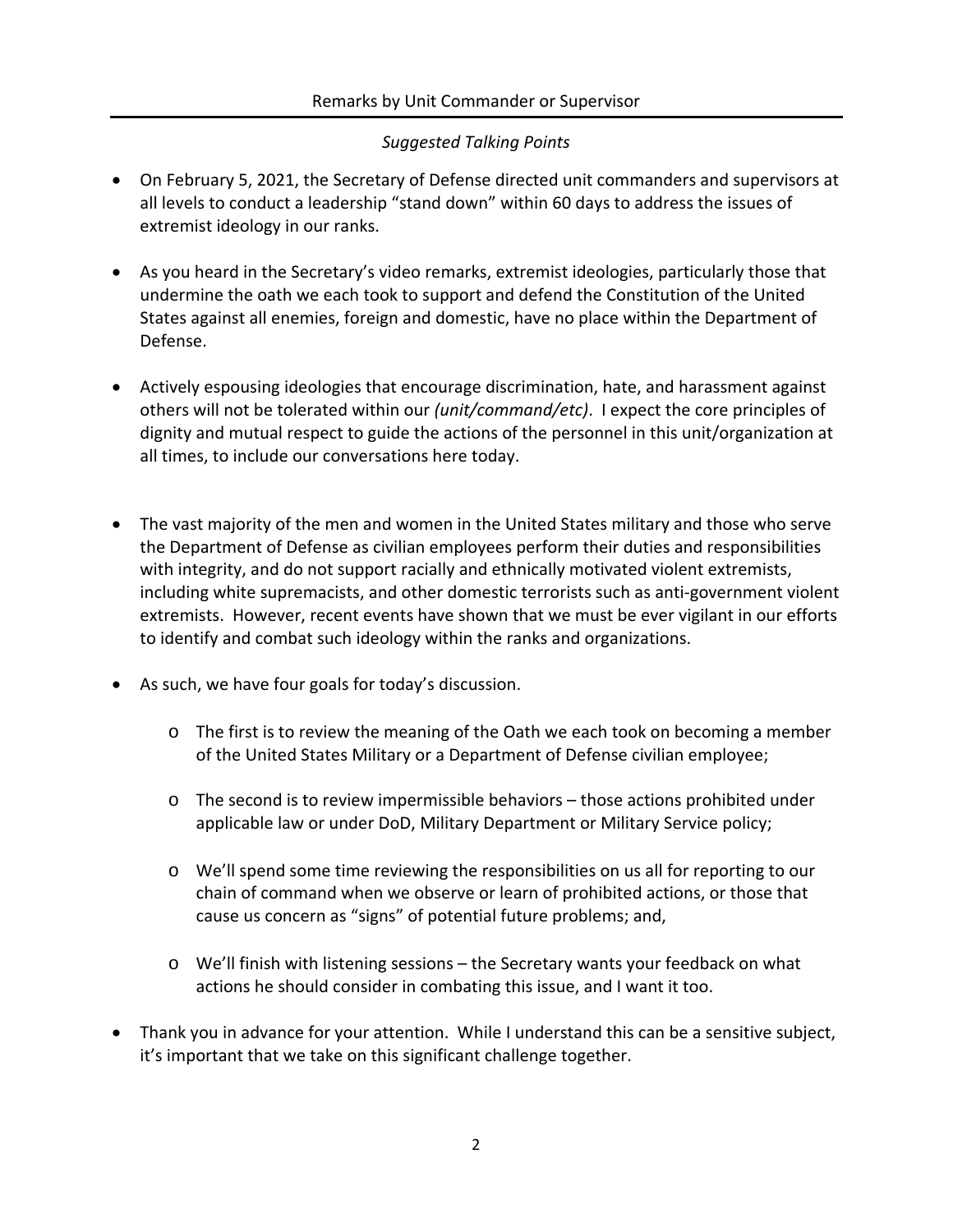## Remarks by Unit Commander or Supervisor

*Suggested Talking Points*

- On February 5, 2021, the Secretary of Defense directed unit commanders and supervisors at all levels to conduct a leadership "stand down" within 60 days to address the issues of extremist ideology in our ranks.
- As you heard in the Secretary's video remarks, extremist ideologies, particularly those that undermine the oath we each took to support and defend the Constitution of the United States against all enemies, foreign and domestic, have no place within the Department of Defense.
- Actively espousing ideologies that encourage discrimination, hate, and harassment against others will not be tolerated within our *(unit/command/etc)*. I expect the core principles of dignity and mutual respect to guide the actions of the personnel in this unit/organization at all times, to include our conversations here today.
- The vast majority of the men and women in the United States military and those who serve the Department of Defense as civilian employees perform their duties and responsibilities with integrity, and do not support racially and ethnically motivated violent extremists, including white supremacists, and other domestic terrorists such as anti-government violent extremists. However, recent events have shown that we must be ever vigilant in our efforts to identify and combat such ideology within the ranks and organizations.
- As such, we have four goals for today's discussion.
    - The first is to review the meaning of the Oath we each took on becoming a member of the United States Military or a Department of Defense civilian employee;
    - The second is to review impermissible behaviors – those actions prohibited under applicable law or under DoD, Military Department or Military Service policy;
    - We'll spend some time reviewing the responsibilities on us all for reporting to our chain of command when we observe or learn of prohibited actions, or those that cause us concern as "signs" of potential future problems; and,
    - We'll finish with listening sessions – the Secretary wants your feedback on what actions he should consider in combating this issue, and I want it too.
- Thank you in advance for your attention. While I understand this can be a sensitive subject, it's important that we take on this significant challenge together.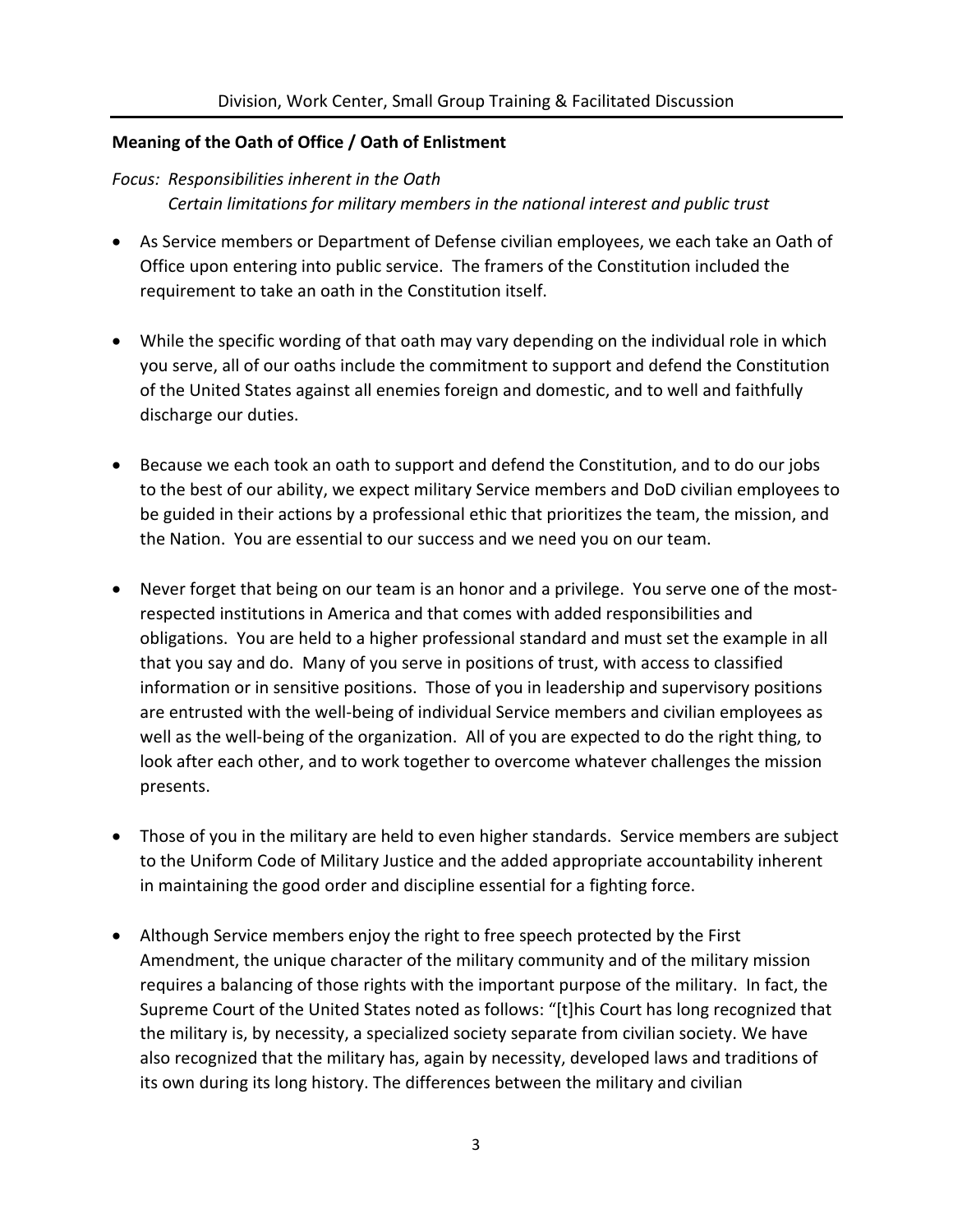**Meaning of the Oath of Office / Oath of Enlistment**

*Focus: Responsibilities inherent in the Oath*
*Certain limitations for military members in the national interest and public trust*

- As Service members or Department of Defense civilian employees, we each take an Oath of Office upon entering into public service. The framers of the Constitution included the requirement to take an oath in the Constitution itself.

- While the specific wording of that oath may vary depending on the individual role in which you serve, all of our oaths include the commitment to support and defend the Constitution of the United States against all enemies foreign and domestic, and to well and faithfully discharge our duties.

- Because we each took an oath to support and defend the Constitution, and to do our jobs to the best of our ability, we expect military Service members and DoD civilian employees to be guided in their actions by a professional ethic that prioritizes the team, the mission, and the Nation. You are essential to our success and we need you on our team.

- Never forget that being on our team is an honor and a privilege. You serve one of the most-respected institutions in America and that comes with added responsibilities and obligations. You are held to a higher professional standard and must set the example in all that you say and do. Many of you serve in positions of trust, with access to classified information or in sensitive positions. Those of you in leadership and supervisory positions are entrusted with the well-being of individual Service members and civilian employees as well as the well-being of the organization. All of you are expected to do the right thing, to look after each other, and to work together to overcome whatever challenges the mission presents.

- Those of you in the military are held to even higher standards. Service members are subject to the Uniform Code of Military Justice and the added appropriate accountability inherent in maintaining the good order and discipline essential for a fighting force.

- Although Service members enjoy the right to free speech protected by the First Amendment, the unique character of the military community and of the military mission requires a balancing of those rights with the important purpose of the military. In fact, the Supreme Court of the United States noted as follows: "[t]his Court has long recognized that the military is, by necessity, a specialized society separate from civilian society. We have also recognized that the military has, again by necessity, developed laws and traditions of its own during its long history. The differences between the military and civilian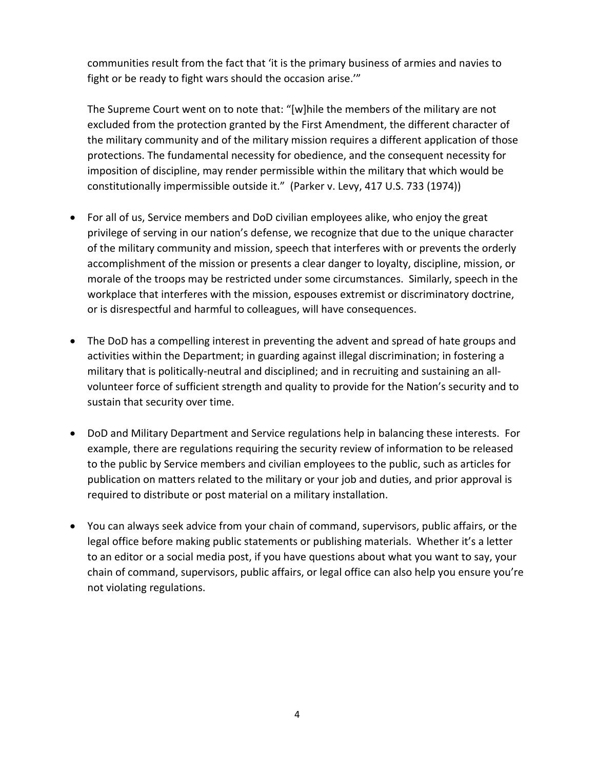communities result from the fact that 'it is the primary business of armies and navies to fight or be ready to fight wars should the occasion arise.'"

The Supreme Court went on to note that: "[w]hile the members of the military are not excluded from the protection granted by the First Amendment, the different character of the military community and of the military mission requires a different application of those protections. The fundamental necessity for obedience, and the consequent necessity for imposition of discipline, may render permissible within the military that which would be constitutionally impermissible outside it." (Parker v. Levy, 417 U.S. 733 (1974))

- For all of us, Service members and DoD civilian employees alike, who enjoy the great privilege of serving in our nation's defense, we recognize that due to the unique character of the military community and mission, speech that interferes with or prevents the orderly accomplishment of the mission or presents a clear danger to loyalty, discipline, mission, or morale of the troops may be restricted under some circumstances. Similarly, speech in the workplace that interferes with the mission, espouses extremist or discriminatory doctrine, or is disrespectful and harmful to colleagues, will have consequences.

- The DoD has a compelling interest in preventing the advent and spread of hate groups and activities within the Department; in guarding against illegal discrimination; in fostering a military that is politically-neutral and disciplined; and in recruiting and sustaining an all-volunteer force of sufficient strength and quality to provide for the Nation's security and to sustain that security over time.

- DoD and Military Department and Service regulations help in balancing these interests. For example, there are regulations requiring the security review of information to be released to the public by Service members and civilian employees to the public, such as articles for publication on matters related to the military or your job and duties, and prior approval is required to distribute or post material on a military installation.

- You can always seek advice from your chain of command, supervisors, public affairs, or the legal office before making public statements or publishing materials. Whether it's a letter to an editor or a social media post, if you have questions about what you want to say, your chain of command, supervisors, public affairs, or legal office can also help you ensure you're not violating regulations.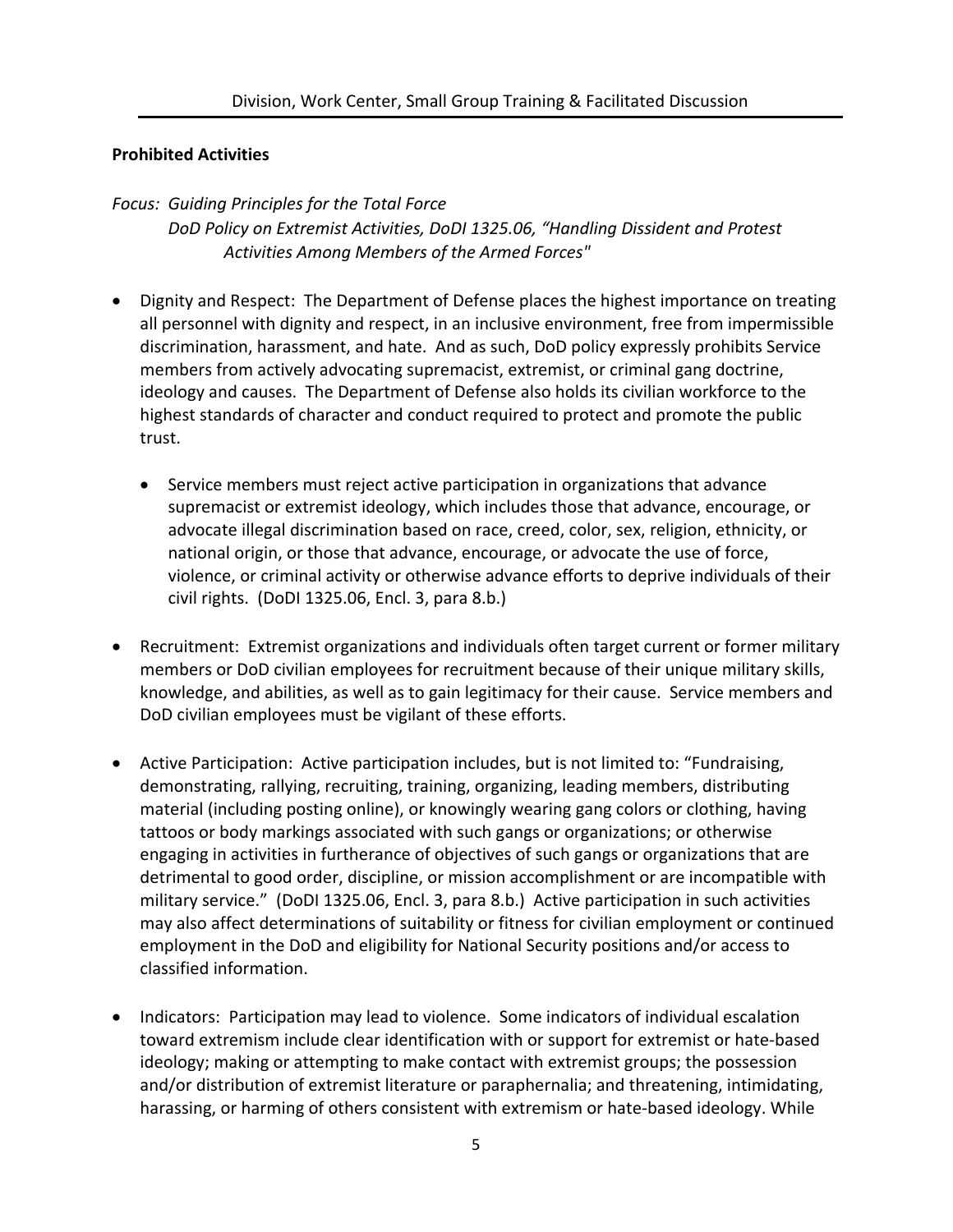**Prohibited Activities**

*Focus: Guiding Principles for the Total Force*
*DoD Policy on Extremist Activities, DoDI 1325.06, "Handling Dissident and Protest Activities Among Members of the Armed Forces"*

- Dignity and Respect: The Department of Defense places the highest importance on treating all personnel with dignity and respect, in an inclusive environment, free from impermissible discrimination, harassment, and hate. And as such, DoD policy expressly prohibits Service members from actively advocating supremacist, extremist, or criminal gang doctrine, ideology and causes. The Department of Defense also holds its civilian workforce to the highest standards of character and conduct required to protect and promote the public trust.

  - Service members must reject active participation in organizations that advance supremacist or extremist ideology, which includes those that advance, encourage, or advocate illegal discrimination based on race, creed, color, sex, religion, ethnicity, or national origin, or those that advance, encourage, or advocate the use of force, violence, or criminal activity or otherwise advance efforts to deprive individuals of their civil rights. (DoDI 1325.06, Encl. 3, para 8.b.)

- Recruitment: Extremist organizations and individuals often target current or former military members or DoD civilian employees for recruitment because of their unique military skills, knowledge, and abilities, as well as to gain legitimacy for their cause. Service members and DoD civilian employees must be vigilant of these efforts.

- Active Participation: Active participation includes, but is not limited to: "Fundraising, demonstrating, rallying, recruiting, training, organizing, leading members, distributing material (including posting online), or knowingly wearing gang colors or clothing, having tattoos or body markings associated with such gangs or organizations; or otherwise engaging in activities in furtherance of objectives of such gangs or organizations that are detrimental to good order, discipline, or mission accomplishment or are incompatible with military service." (DoDI 1325.06, Encl. 3, para 8.b.) Active participation in such activities may also affect determinations of suitability or fitness for civilian employment or continued employment in the DoD and eligibility for National Security positions and/or access to classified information.

- Indicators: Participation may lead to violence. Some indicators of individual escalation toward extremism include clear identification with or support for extremist or hate-based ideology; making or attempting to make contact with extremist groups; the possession and/or distribution of extremist literature or paraphernalia; and threatening, intimidating, harassing, or harming of others consistent with extremism or hate-based ideology. While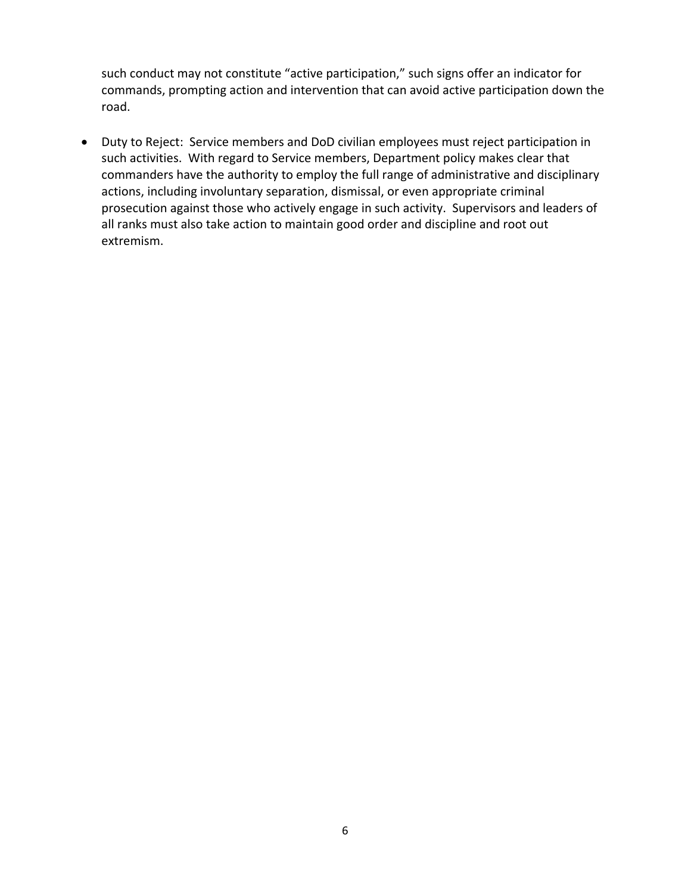such conduct may not constitute "active participation," such signs offer an indicator for commands, prompting action and intervention that can avoid active participation down the road.

- Duty to Reject: Service members and DoD civilian employees must reject participation in such activities. With regard to Service members, Department policy makes clear that commanders have the authority to employ the full range of administrative and disciplinary actions, including involuntary separation, dismissal, or even appropriate criminal prosecution against those who actively engage in such activity. Supervisors and leaders of all ranks must also take action to maintain good order and discipline and root out extremism.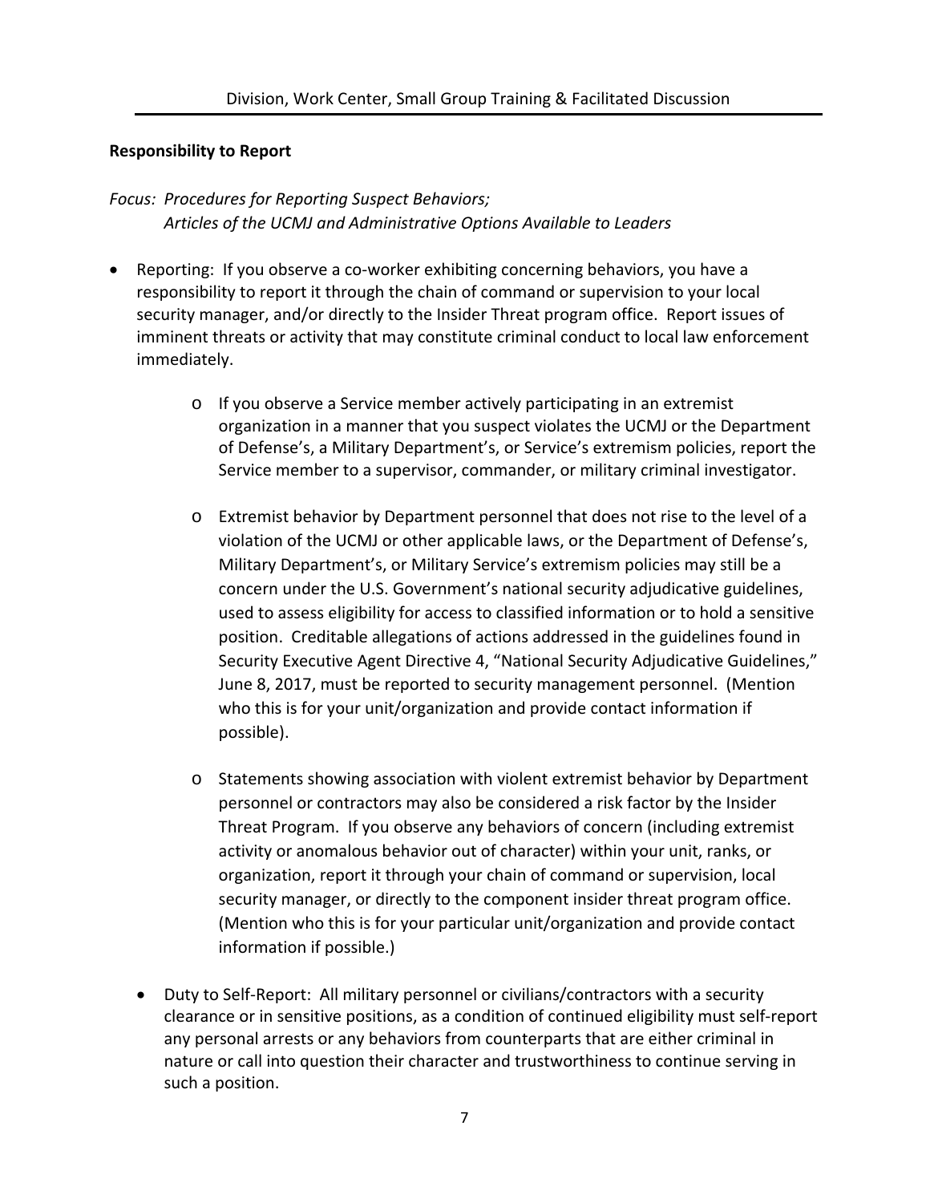**Responsibility to Report**

*Focus: Procedures for Reporting Suspect Behaviors;*
*Articles of the UCMJ and Administrative Options Available to Leaders*

- Reporting: If you observe a co-worker exhibiting concerning behaviors, you have a responsibility to report it through the chain of command or supervision to your local security manager, and/or directly to the Insider Threat program office. Report issues of imminent threats or activity that may constitute criminal conduct to local law enforcement immediately.
    - If you observe a Service member actively participating in an extremist organization in a manner that you suspect violates the UCMJ or the Department of Defense's, a Military Department's, or Service's extremism policies, report the Service member to a supervisor, commander, or military criminal investigator.
    - Extremist behavior by Department personnel that does not rise to the level of a violation of the UCMJ or other applicable laws, or the Department of Defense's, Military Department's, or Military Service's extremism policies may still be a concern under the U.S. Government's national security adjudicative guidelines, used to assess eligibility for access to classified information or to hold a sensitive position. Creditable allegations of actions addressed in the guidelines found in Security Executive Agent Directive 4, "National Security Adjudicative Guidelines," June 8, 2017, must be reported to security management personnel. (Mention who this is for your unit/organization and provide contact information if possible).
    - Statements showing association with violent extremist behavior by Department personnel or contractors may also be considered a risk factor by the Insider Threat Program. If you observe any behaviors of concern (including extremist activity or anomalous behavior out of character) within your unit, ranks, or organization, report it through your chain of command or supervision, local security manager, or directly to the component insider threat program office. (Mention who this is for your particular unit/organization and provide contact information if possible.)
- Duty to Self-Report: All military personnel or civilians/contractors with a security clearance or in sensitive positions, as a condition of continued eligibility must self-report any personal arrests or any behaviors from counterparts that are either criminal in nature or call into question their character and trustworthiness to continue serving in such a position.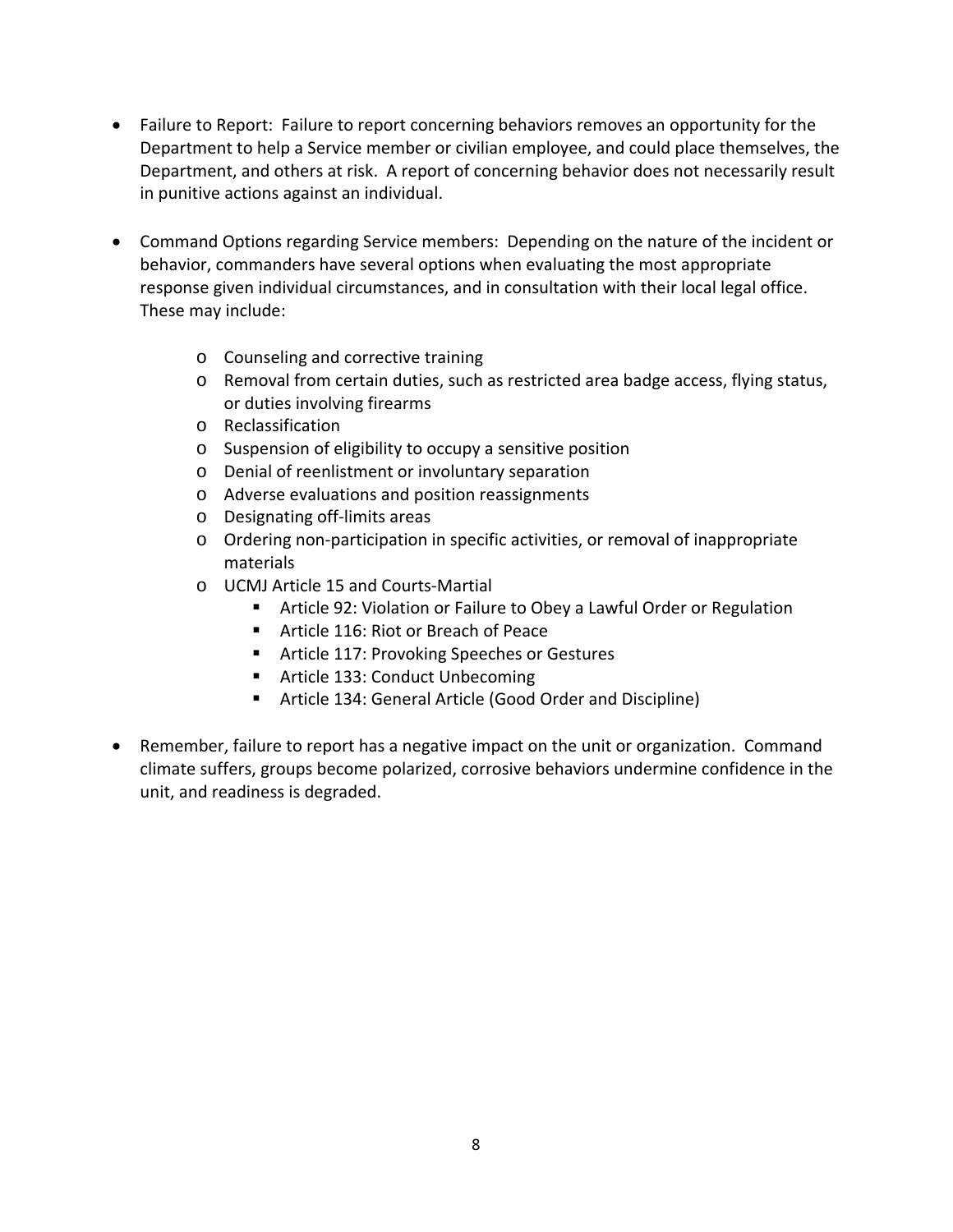- Failure to Report: Failure to report concerning behaviors removes an opportunity for the Department to help a Service member or civilian employee, and could place themselves, the Department, and others at risk. A report of concerning behavior does not necessarily result in punitive actions against an individual.

- Command Options regarding Service members: Depending on the nature of the incident or behavior, commanders have several options when evaluating the most appropriate response given individual circumstances, and in consultation with their local legal office. These may include:

  - Counseling and corrective training
  - Removal from certain duties, such as restricted area badge access, flying status, or duties involving firearms
  - Reclassification
  - Suspension of eligibility to occupy a sensitive position
  - Denial of reenlistment or involuntary separation
  - Adverse evaluations and position reassignments
  - Designating off-limits areas
  - Ordering non-participation in specific activities, or removal of inappropriate materials
  - UCMJ Article 15 and Courts-Martial
    - Article 92: Violation or Failure to Obey a Lawful Order or Regulation
    - Article 116: Riot or Breach of Peace
    - Article 117: Provoking Speeches or Gestures
    - Article 133: Conduct Unbecoming
    - Article 134: General Article (Good Order and Discipline)

- Remember, failure to report has a negative impact on the unit or organization. Command climate suffers, groups become polarized, corrosive behaviors undermine confidence in the unit, and readiness is degraded.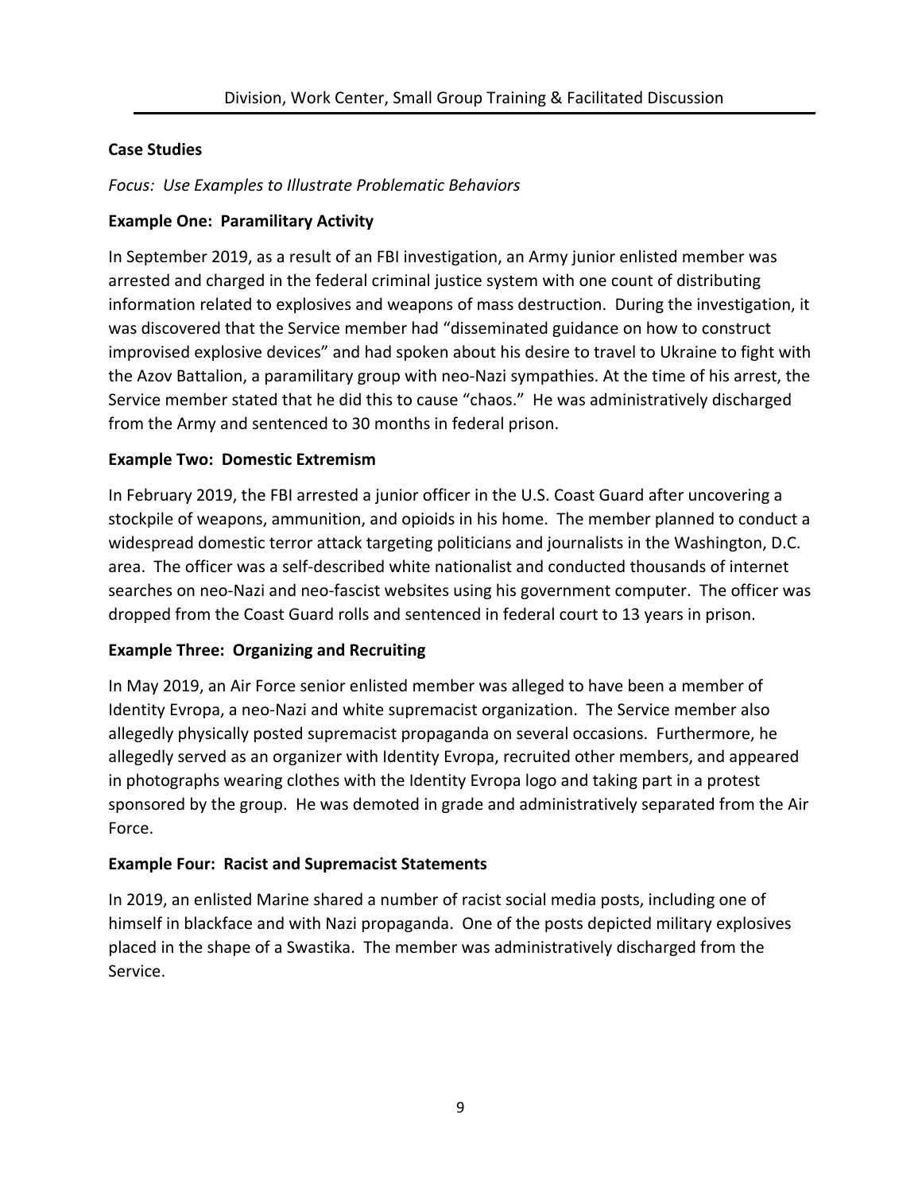## Case Studies

*Focus: Use Examples to Illustrate Problematic Behaviors*

### Example One: Paramilitary Activity

In September 2019, as a result of an FBI investigation, an Army junior enlisted member was arrested and charged in the federal criminal justice system with one count of distributing information related to explosives and weapons of mass destruction. During the investigation, it was discovered that the Service member had "disseminated guidance on how to construct improvised explosive devices" and had spoken about his desire to travel to Ukraine to fight with the Azov Battalion, a paramilitary group with neo-Nazi sympathies. At the time of his arrest, the Service member stated that he did this to cause "chaos." He was administratively discharged from the Army and sentenced to 30 months in federal prison.

### Example Two: Domestic Extremism

In February 2019, the FBI arrested a junior officer in the U.S. Coast Guard after uncovering a stockpile of weapons, ammunition, and opioids in his home. The member planned to conduct a widespread domestic terror attack targeting politicians and journalists in the Washington, D.C. area. The officer was a self-described white nationalist and conducted thousands of internet searches on neo-Nazi and neo-fascist websites using his government computer. The officer was dropped from the Coast Guard rolls and sentenced in federal court to 13 years in prison.

### Example Three: Organizing and Recruiting

In May 2019, an Air Force senior enlisted member was alleged to have been a member of Identity Evropa, a neo-Nazi and white supremacist organization. The Service member also allegedly physically posted supremacist propaganda on several occasions. Furthermore, he allegedly served as an organizer with Identity Evropa, recruited other members, and appeared in photographs wearing clothes with the Identity Evropa logo and taking part in a protest sponsored by the group. He was demoted in grade and administratively separated from the Air Force.

### Example Four: Racist and Supremacist Statements

In 2019, an enlisted Marine shared a number of racist social media posts, including one of himself in blackface and with Nazi propaganda. One of the posts depicted military explosives placed in the shape of a Swastika. The member was administratively discharged from the Service.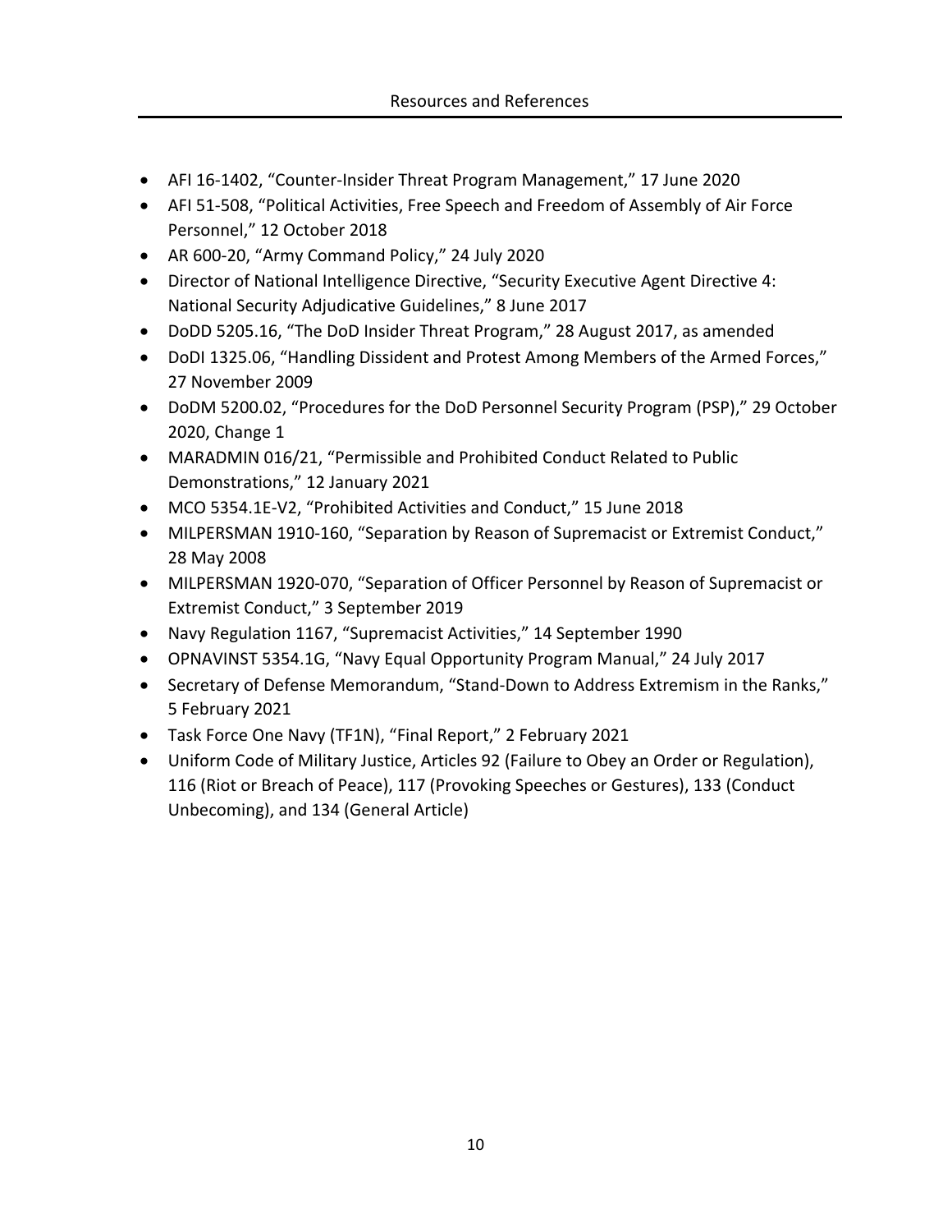## Resources and References

- AFI 16-1402, "Counter-Insider Threat Program Management," 17 June 2020
- AFI 51-508, "Political Activities, Free Speech and Freedom of Assembly of Air Force Personnel," 12 October 2018
- AR 600-20, "Army Command Policy," 24 July 2020
- Director of National Intelligence Directive, "Security Executive Agent Directive 4: National Security Adjudicative Guidelines," 8 June 2017
- DoDD 5205.16, "The DoD Insider Threat Program," 28 August 2017, as amended
- DoDI 1325.06, "Handling Dissident and Protest Among Members of the Armed Forces," 27 November 2009
- DoDM 5200.02, "Procedures for the DoD Personnel Security Program (PSP)," 29 October 2020, Change 1
- MARADMIN 016/21, "Permissible and Prohibited Conduct Related to Public Demonstrations," 12 January 2021
- MCO 5354.1E-V2, "Prohibited Activities and Conduct," 15 June 2018
- MILPERSMAN 1910-160, "Separation by Reason of Supremacist or Extremist Conduct," 28 May 2008
- MILPERSMAN 1920-070, "Separation of Officer Personnel by Reason of Supremacist or Extremist Conduct," 3 September 2019
- Navy Regulation 1167, "Supremacist Activities," 14 September 1990
- OPNAVINST 5354.1G, "Navy Equal Opportunity Program Manual," 24 July 2017
- Secretary of Defense Memorandum, "Stand-Down to Address Extremism in the Ranks," 5 February 2021
- Task Force One Navy (TF1N), "Final Report," 2 February 2021
- Uniform Code of Military Justice, Articles 92 (Failure to Obey an Order or Regulation), 116 (Riot or Breach of Peace), 117 (Provoking Speeches or Gestures), 133 (Conduct Unbecoming), and 134 (General Article)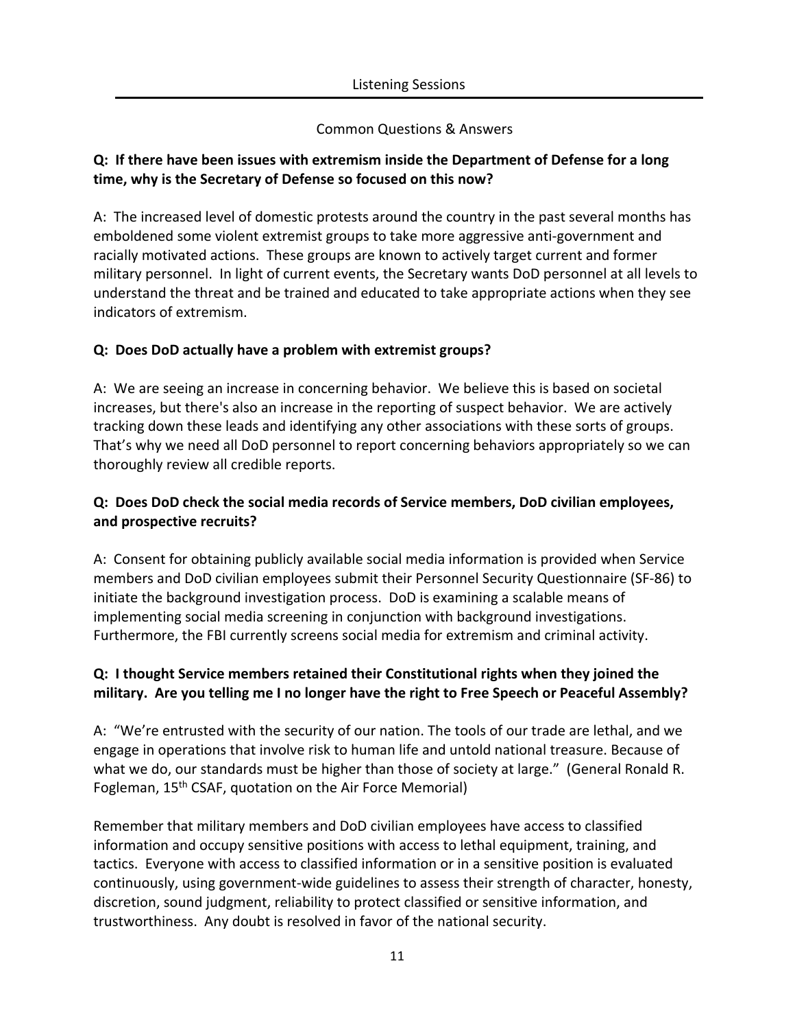Listening Sessions

Common Questions & Answers

**Q: If there have been issues with extremism inside the Department of Defense for a long time, why is the Secretary of Defense so focused on this now?**

A: The increased level of domestic protests around the country in the past several months has emboldened some violent extremist groups to take more aggressive anti-government and racially motivated actions. These groups are known to actively target current and former military personnel. In light of current events, the Secretary wants DoD personnel at all levels to understand the threat and be trained and educated to take appropriate actions when they see indicators of extremism.

**Q: Does DoD actually have a problem with extremist groups?**

A: We are seeing an increase in concerning behavior. We believe this is based on societal increases, but there's also an increase in the reporting of suspect behavior. We are actively tracking down these leads and identifying any other associations with these sorts of groups. That's why we need all DoD personnel to report concerning behaviors appropriately so we can thoroughly review all credible reports.

**Q: Does DoD check the social media records of Service members, DoD civilian employees, and prospective recruits?**

A: Consent for obtaining publicly available social media information is provided when Service members and DoD civilian employees submit their Personnel Security Questionnaire (SF-86) to initiate the background investigation process. DoD is examining a scalable means of implementing social media screening in conjunction with background investigations. Furthermore, the FBI currently screens social media for extremism and criminal activity.

**Q: I thought Service members retained their Constitutional rights when they joined the military. Are you telling me I no longer have the right to Free Speech or Peaceful Assembly?**

A: "We're entrusted with the security of our nation. The tools of our trade are lethal, and we engage in operations that involve risk to human life and untold national treasure. Because of what we do, our standards must be higher than those of society at large." (General Ronald R. Fogleman, 15th CSAF, quotation on the Air Force Memorial)

Remember that military members and DoD civilian employees have access to classified information and occupy sensitive positions with access to lethal equipment, training, and tactics. Everyone with access to classified information or in a sensitive position is evaluated continuously, using government-wide guidelines to assess their strength of character, honesty, discretion, sound judgment, reliability to protect classified or sensitive information, and trustworthiness. Any doubt is resolved in favor of the national security.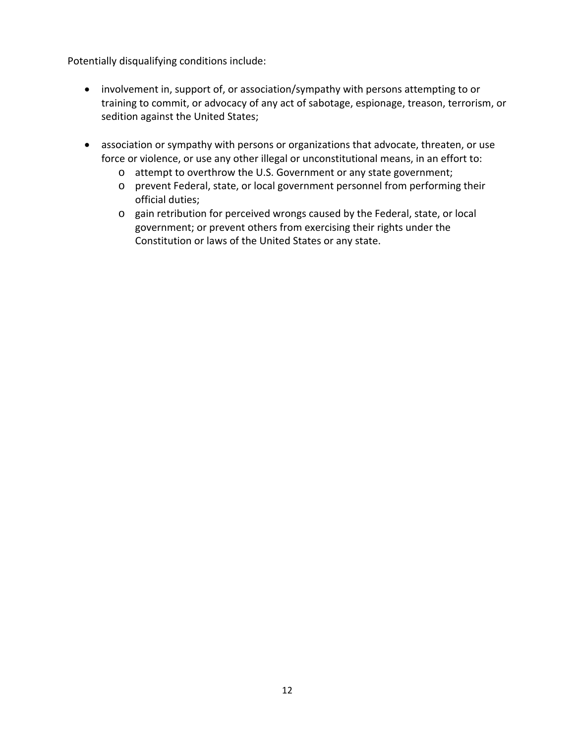Potentially disqualifying conditions include:

- involvement in, support of, or association/sympathy with persons attempting to or training to commit, or advocacy of any act of sabotage, espionage, treason, terrorism, or sedition against the United States;

- association or sympathy with persons or organizations that advocate, threaten, or use force or violence, or use any other illegal or unconstitutional means, in an effort to:
  - attempt to overthrow the U.S. Government or any state government;
  - prevent Federal, state, or local government personnel from performing their official duties;
  - gain retribution for perceived wrongs caused by the Federal, state, or local government; or prevent others from exercising their rights under the Constitution or laws of the United States or any state.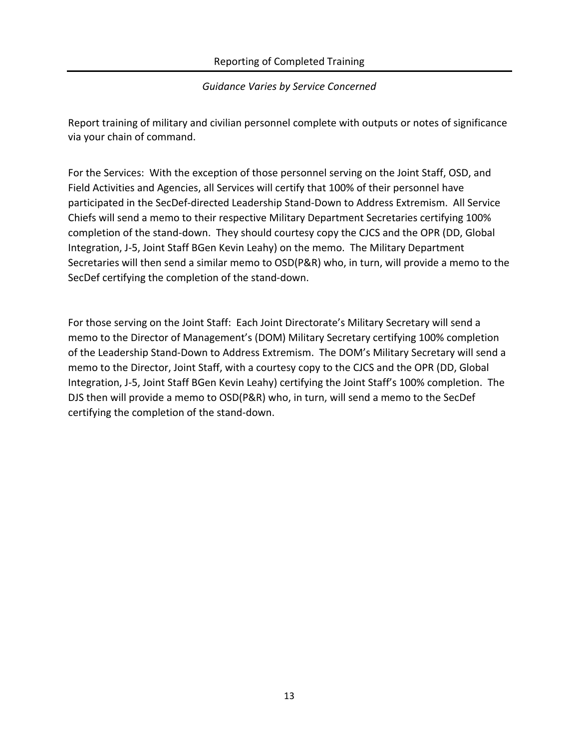## Reporting of Completed Training

*Guidance Varies by Service Concerned*

Report training of military and civilian personnel complete with outputs or notes of significance via your chain of command.

For the Services: With the exception of those personnel serving on the Joint Staff, OSD, and Field Activities and Agencies, all Services will certify that 100% of their personnel have participated in the SecDef-directed Leadership Stand-Down to Address Extremism. All Service Chiefs will send a memo to their respective Military Department Secretaries certifying 100% completion of the stand-down. They should courtesy copy the CJCS and the OPR (DD, Global Integration, J-5, Joint Staff BGen Kevin Leahy) on the memo. The Military Department Secretaries will then send a similar memo to OSD(P&R) who, in turn, will provide a memo to the SecDef certifying the completion of the stand-down.

For those serving on the Joint Staff: Each Joint Directorate's Military Secretary will send a memo to the Director of Management's (DOM) Military Secretary certifying 100% completion of the Leadership Stand-Down to Address Extremism. The DOM's Military Secretary will send a memo to the Director, Joint Staff, with a courtesy copy to the CJCS and the OPR (DD, Global Integration, J-5, Joint Staff BGen Kevin Leahy) certifying the Joint Staff's 100% completion. The DJS then will provide a memo to OSD(P&R) who, in turn, will send a memo to the SecDef certifying the completion of the stand-down.